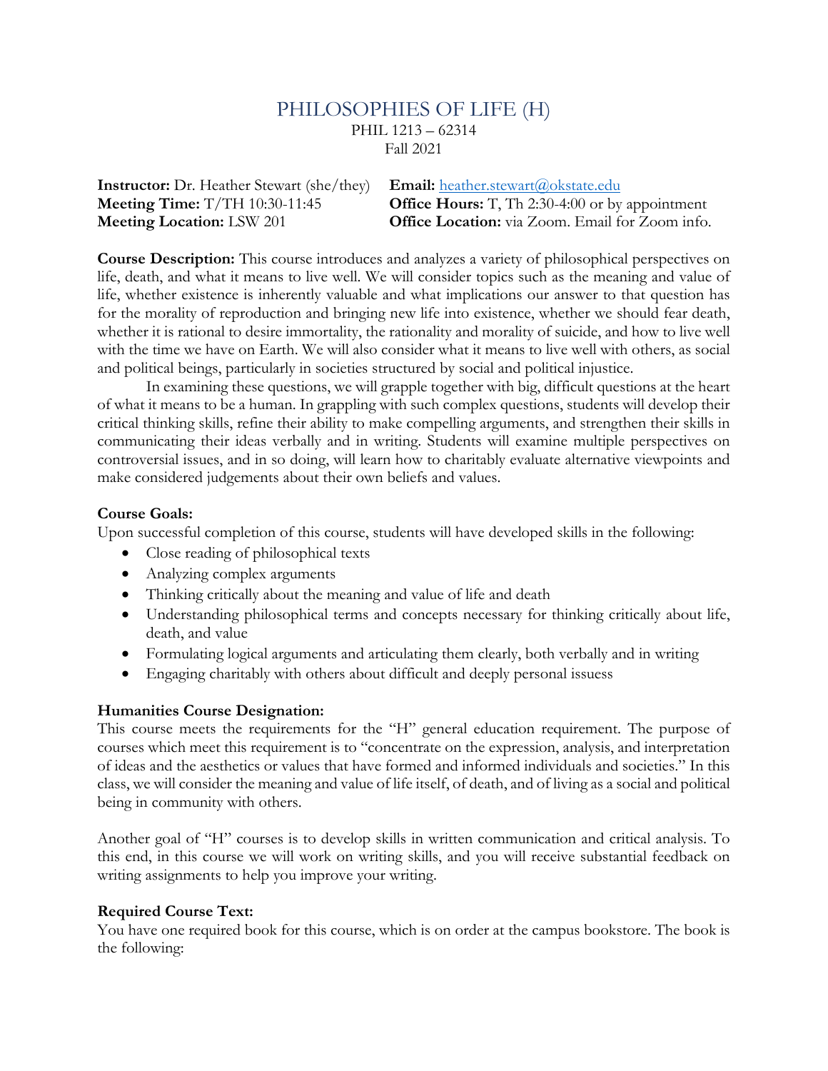# PHILOSOPHIES OF LIFE (H)

PHIL 1213 – 62314
Fall 2021

**Instructor:** Dr. Heather Stewart (she/they)
**Meeting Time:** T/TH 10:30-11:45
**Meeting Location:** LSW 201

**Email:** heather.stewart@okstate.edu
**Office Hours:** T, Th 2:30-4:00 or by appointment
**Office Location:** via Zoom. Email for Zoom info.

**Course Description:** This course introduces and analyzes a variety of philosophical perspectives on life, death, and what it means to live well. We will consider topics such as the meaning and value of life, whether existence is inherently valuable and what implications our answer to that question has for the morality of reproduction and bringing new life into existence, whether we should fear death, whether it is rational to desire immortality, the rationality and morality of suicide, and how to live well with the time we have on Earth. We will also consider what it means to live well with others, as social and political beings, particularly in societies structured by social and political injustice.

In examining these questions, we will grapple together with big, difficult questions at the heart of what it means to be a human. In grappling with such complex questions, students will develop their critical thinking skills, refine their ability to make compelling arguments, and strengthen their skills in communicating their ideas verbally and in writing. Students will examine multiple perspectives on controversial issues, and in so doing, will learn how to charitably evaluate alternative viewpoints and make considered judgements about their own beliefs and values.

**Course Goals:**
Upon successful completion of this course, students will have developed skills in the following:

- Close reading of philosophical texts
- Analyzing complex arguments
- Thinking critically about the meaning and value of life and death
- Understanding philosophical terms and concepts necessary for thinking critically about life, death, and value
- Formulating logical arguments and articulating them clearly, both verbally and in writing
- Engaging charitably with others about difficult and deeply personal issuess

**Humanities Course Designation:**
This course meets the requirements for the "H" general education requirement. The purpose of courses which meet this requirement is to "concentrate on the expression, analysis, and interpretation of ideas and the aesthetics or values that have formed and informed individuals and societies." In this class, we will consider the meaning and value of life itself, of death, and of living as a social and political being in community with others.

Another goal of "H" courses is to develop skills in written communication and critical analysis. To this end, in this course we will work on writing skills, and you will receive substantial feedback on writing assignments to help you improve your writing.

**Required Course Text:**
You have one required book for this course, which is on order at the campus bookstore. The book is the following: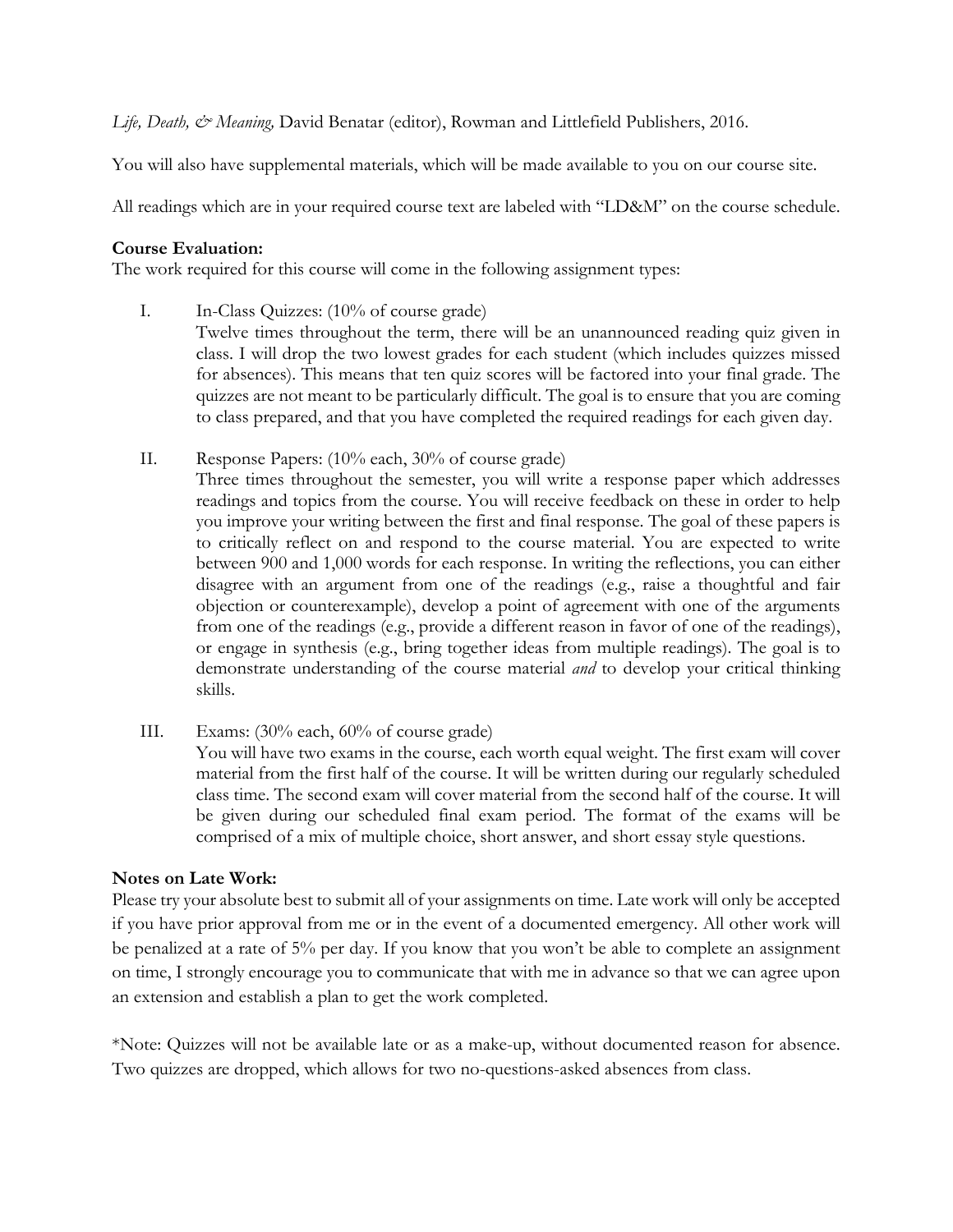*Life, Death, & Meaning,* David Benatar (editor), Rowman and Littlefield Publishers, 2016.

You will also have supplemental materials, which will be made available to you on our course site.

All readings which are in your required course text are labeled with "LD&M" on the course schedule.

**Course Evaluation:**
The work required for this course will come in the following assignment types:

I. In-Class Quizzes: (10% of course grade)
Twelve times throughout the term, there will be an unannounced reading quiz given in class. I will drop the two lowest grades for each student (which includes quizzes missed for absences). This means that ten quiz scores will be factored into your final grade. The quizzes are not meant to be particularly difficult. The goal is to ensure that you are coming to class prepared, and that you have completed the required readings for each given day.

II. Response Papers: (10% each, 30% of course grade)
Three times throughout the semester, you will write a response paper which addresses readings and topics from the course. You will receive feedback on these in order to help you improve your writing between the first and final response. The goal of these papers is to critically reflect on and respond to the course material. You are expected to write between 900 and 1,000 words for each response. In writing the reflections, you can either disagree with an argument from one of the readings (e.g., raise a thoughtful and fair objection or counterexample), develop a point of agreement with one of the arguments from one of the readings (e.g., provide a different reason in favor of one of the readings), or engage in synthesis (e.g., bring together ideas from multiple readings). The goal is to demonstrate understanding of the course material *and* to develop your critical thinking skills.

III. Exams: (30% each, 60% of course grade)
You will have two exams in the course, each worth equal weight. The first exam will cover material from the first half of the course. It will be written during our regularly scheduled class time. The second exam will cover material from the second half of the course. It will be given during our scheduled final exam period. The format of the exams will be comprised of a mix of multiple choice, short answer, and short essay style questions.

**Notes on Late Work:**
Please try your absolute best to submit all of your assignments on time. Late work will only be accepted if you have prior approval from me or in the event of a documented emergency. All other work will be penalized at a rate of 5% per day. If you know that you won't be able to complete an assignment on time, I strongly encourage you to communicate that with me in advance so that we can agree upon an extension and establish a plan to get the work completed.

*Note: Quizzes will not be available late or as a make-up, without documented reason for absence. Two quizzes are dropped, which allows for two no-questions-asked absences from class.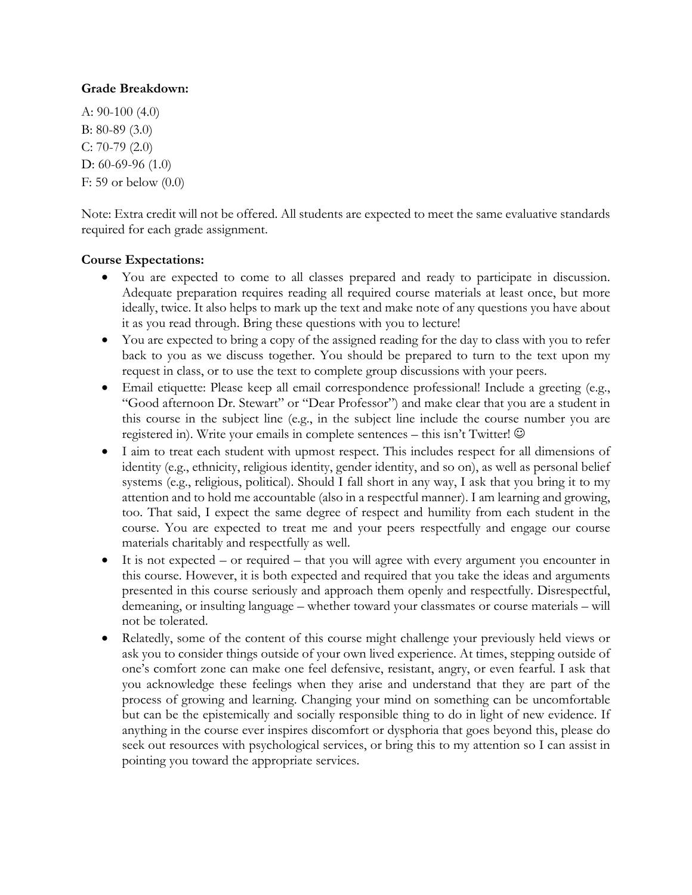**Grade Breakdown:**

A: 90-100 (4.0)
B: 80-89 (3.0)
C: 70-79 (2.0)
D: 60-69-96 (1.0)
F: 59 or below (0.0)

Note: Extra credit will not be offered. All students are expected to meet the same evaluative standards required for each grade assignment.

**Course Expectations:**

- You are expected to come to all classes prepared and ready to participate in discussion. Adequate preparation requires reading all required course materials at least once, but more ideally, twice. It also helps to mark up the text and make note of any questions you have about it as you read through. Bring these questions with you to lecture!
- You are expected to bring a copy of the assigned reading for the day to class with you to refer back to you as we discuss together. You should be prepared to turn to the text upon my request in class, or to use the text to complete group discussions with your peers.
- Email etiquette: Please keep all email correspondence professional! Include a greeting (e.g., "Good afternoon Dr. Stewart" or "Dear Professor") and make clear that you are a student in this course in the subject line (e.g., in the subject line include the course number you are registered in). Write your emails in complete sentences – this isn't Twitter! ☺
- I aim to treat each student with upmost respect. This includes respect for all dimensions of identity (e.g., ethnicity, religious identity, gender identity, and so on), as well as personal belief systems (e.g., religious, political). Should I fall short in any way, I ask that you bring it to my attention and to hold me accountable (also in a respectful manner). I am learning and growing, too. That said, I expect the same degree of respect and humility from each student in the course. You are expected to treat me and your peers respectfully and engage our course materials charitably and respectfully as well.
- It is not expected – or required – that you will agree with every argument you encounter in this course. However, it is both expected and required that you take the ideas and arguments presented in this course seriously and approach them openly and respectfully. Disrespectful, demeaning, or insulting language – whether toward your classmates or course materials – will not be tolerated.
- Relatedly, some of the content of this course might challenge your previously held views or ask you to consider things outside of your own lived experience. At times, stepping outside of one's comfort zone can make one feel defensive, resistant, angry, or even fearful. I ask that you acknowledge these feelings when they arise and understand that they are part of the process of growing and learning. Changing your mind on something can be uncomfortable but can be the epistemically and socially responsible thing to do in light of new evidence. If anything in the course ever inspires discomfort or dysphoria that goes beyond this, please do seek out resources with psychological services, or bring this to my attention so I can assist in pointing you toward the appropriate services.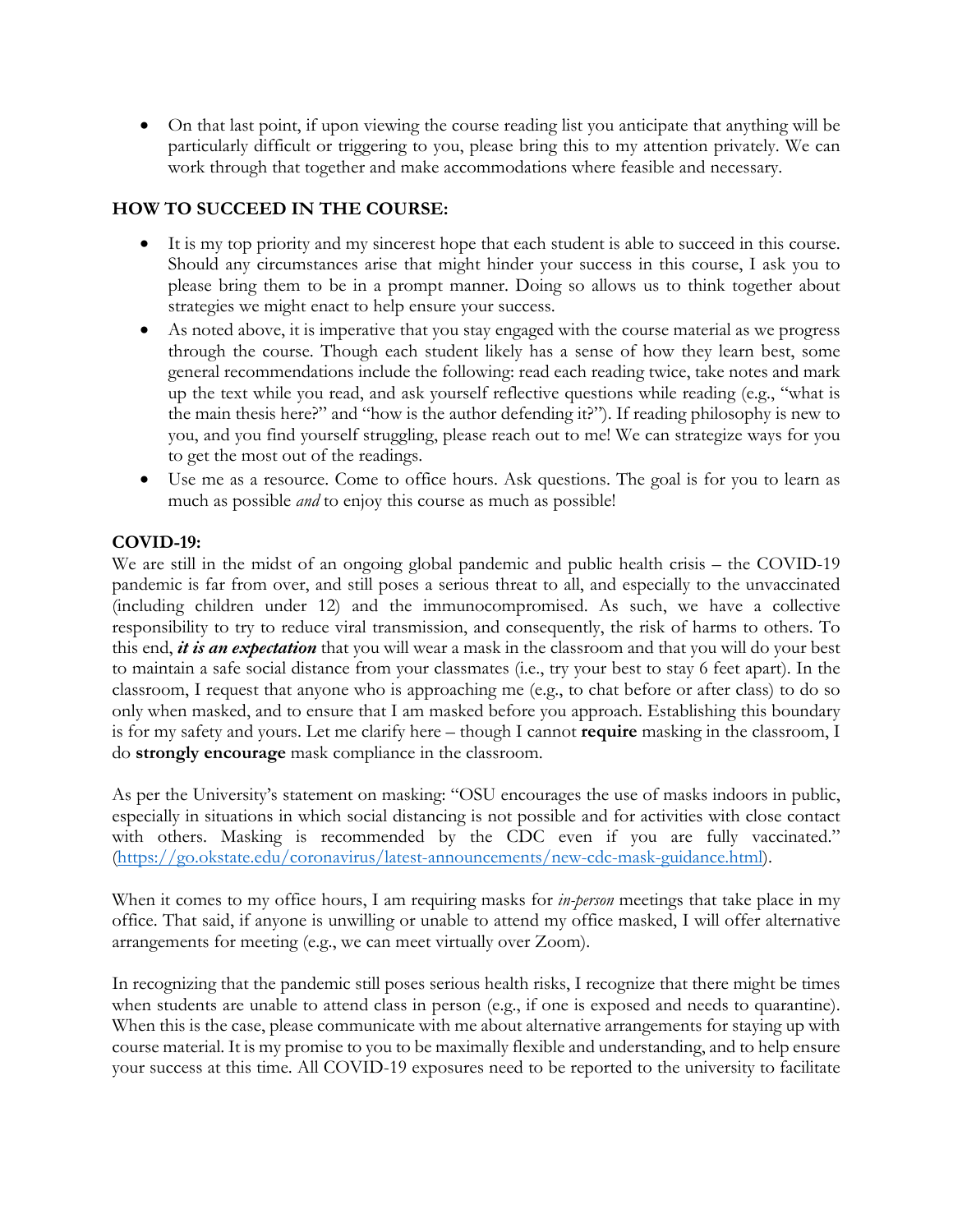- On that last point, if upon viewing the course reading list you anticipate that anything will be particularly difficult or triggering to you, please bring this to my attention privately. We can work through that together and make accommodations where feasible and necessary.

**HOW TO SUCCEED IN THE COURSE:**

- It is my top priority and my sincerest hope that each student is able to succeed in this course. Should any circumstances arise that might hinder your success in this course, I ask you to please bring them to be in a prompt manner. Doing so allows us to think together about strategies we might enact to help ensure your success.
- As noted above, it is imperative that you stay engaged with the course material as we progress through the course. Though each student likely has a sense of how they learn best, some general recommendations include the following: read each reading twice, take notes and mark up the text while you read, and ask yourself reflective questions while reading (e.g., "what is the main thesis here?" and "how is the author defending it?"). If reading philosophy is new to you, and you find yourself struggling, please reach out to me! We can strategize ways for you to get the most out of the readings.
- Use me as a resource. Come to office hours. Ask questions. The goal is for you to learn as much as possible *and* to enjoy this course as much as possible!

**COVID-19:**

We are still in the midst of an ongoing global pandemic and public health crisis – the COVID-19 pandemic is far from over, and still poses a serious threat to all, and especially to the unvaccinated (including children under 12) and the immunocompromised. As such, we have a collective responsibility to try to reduce viral transmission, and consequently, the risk of harms to others. To this end, ***it is an expectation*** that you will wear a mask in the classroom and that you will do your best to maintain a safe social distance from your classmates (i.e., try your best to stay 6 feet apart). In the classroom, I request that anyone who is approaching me (e.g., to chat before or after class) to do so only when masked, and to ensure that I am masked before you approach. Establishing this boundary is for my safety and yours. Let me clarify here – though I cannot **require** masking in the classroom, I do **strongly encourage** mask compliance in the classroom.

As per the University's statement on masking: "OSU encourages the use of masks indoors in public, especially in situations in which social distancing is not possible and for activities with close contact with others. Masking is recommended by the CDC even if you are fully vaccinated." (https://go.okstate.edu/coronavirus/latest-announcements/new-cdc-mask-guidance.html).

When it comes to my office hours, I am requiring masks for *in-person* meetings that take place in my office. That said, if anyone is unwilling or unable to attend my office masked, I will offer alternative arrangements for meeting (e.g., we can meet virtually over Zoom).

In recognizing that the pandemic still poses serious health risks, I recognize that there might be times when students are unable to attend class in person (e.g., if one is exposed and needs to quarantine). When this is the case, please communicate with me about alternative arrangements for staying up with course material. It is my promise to you to be maximally flexible and understanding, and to help ensure your success at this time. All COVID-19 exposures need to be reported to the university to facilitate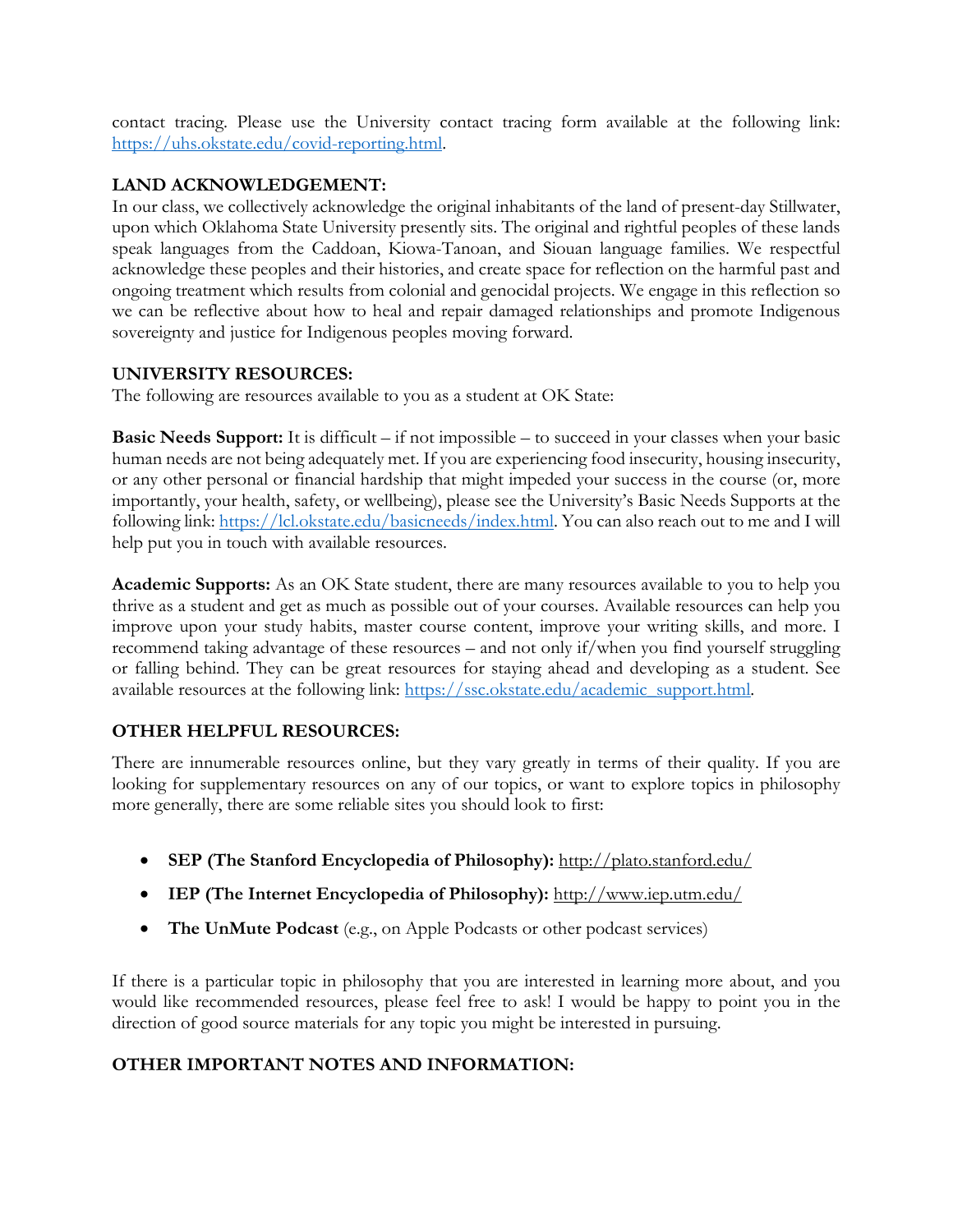contact tracing. Please use the University contact tracing form available at the following link: [https://uhs.okstate.edu/covid-reporting.html](https://uhs.okstate.edu/covid-reporting.html).

## LAND ACKNOWLEDGEMENT:

In our class, we collectively acknowledge the original inhabitants of the land of present-day Stillwater, upon which Oklahoma State University presently sits. The original and rightful peoples of these lands speak languages from the Caddoan, Kiowa-Tanoan, and Siouan language families. We respectful acknowledge these peoples and their histories, and create space for reflection on the harmful past and ongoing treatment which results from colonial and genocidal projects. We engage in this reflection so we can be reflective about how to heal and repair damaged relationships and promote Indigenous sovereignty and justice for Indigenous peoples moving forward.

## UNIVERSITY RESOURCES:

The following are resources available to you as a student at OK State:

**Basic Needs Support:** It is difficult – if not impossible – to succeed in your classes when your basic human needs are not being adequately met. If you are experiencing food insecurity, housing insecurity, or any other personal or financial hardship that might impeded your success in the course (or, more importantly, your health, safety, or wellbeing), please see the University's Basic Needs Supports at the following link: [https://lcl.okstate.edu/basicneeds/index.html](https://lcl.okstate.edu/basicneeds/index.html). You can also reach out to me and I will help put you in touch with available resources.

**Academic Supports:** As an OK State student, there are many resources available to you to help you thrive as a student and get as much as possible out of your courses. Available resources can help you improve upon your study habits, master course content, improve your writing skills, and more. I recommend taking advantage of these resources – and not only if/when you find yourself struggling or falling behind. They can be great resources for staying ahead and developing as a student. See available resources at the following link: [https://ssc.okstate.edu/academic_support.html](https://ssc.okstate.edu/academic_support.html).

## OTHER HELPFUL RESOURCES:

There are innumerable resources online, but they vary greatly in terms of their quality. If you are looking for supplementary resources on any of our topics, or want to explore topics in philosophy more generally, there are some reliable sites you should look to first:

- **SEP (The Stanford Encyclopedia of Philosophy):** http://plato.stanford.edu/
- **IEP (The Internet Encyclopedia of Philosophy):** http://www.iep.utm.edu/
- **The UnMute Podcast** (e.g., on Apple Podcasts or other podcast services)

If there is a particular topic in philosophy that you are interested in learning more about, and you would like recommended resources, please feel free to ask! I would be happy to point you in the direction of good source materials for any topic you might be interested in pursuing.

## OTHER IMPORTANT NOTES AND INFORMATION: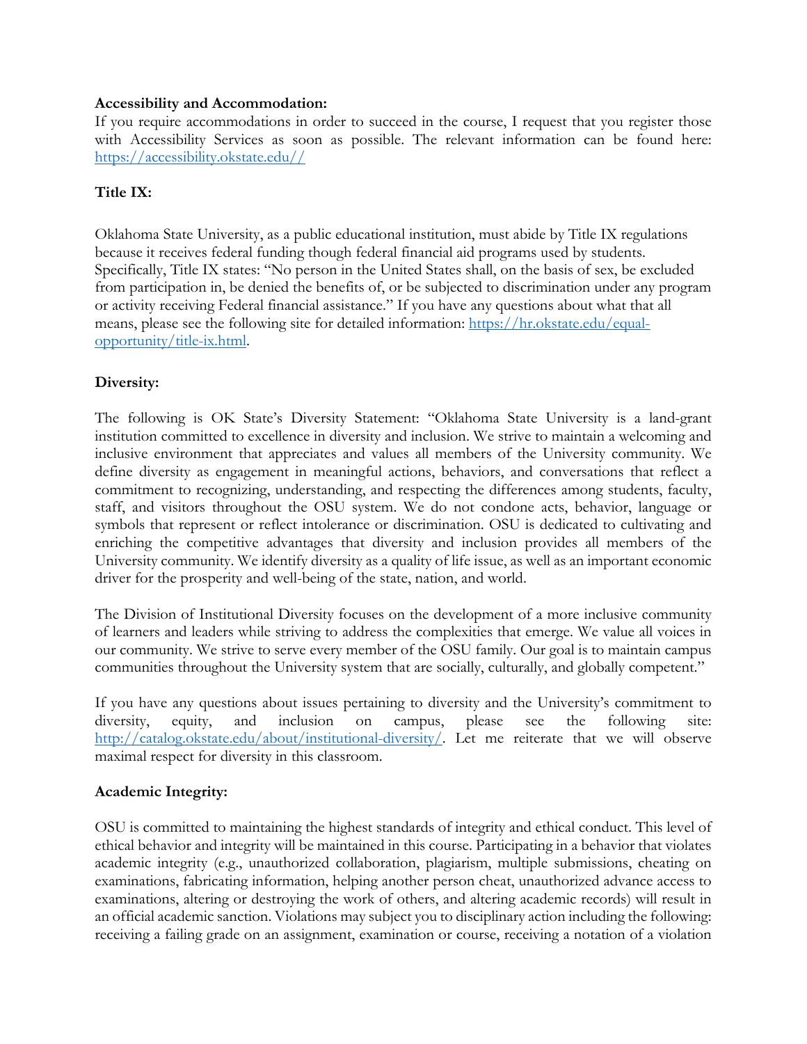**Accessibility and Accommodation:**

If you require accommodations in order to succeed in the course, I request that you register those with Accessibility Services as soon as possible. The relevant information can be found here: https://accessibility.okstate.edu//

**Title IX:**

Oklahoma State University, as a public educational institution, must abide by Title IX regulations because it receives federal funding though federal financial aid programs used by students. Specifically, Title IX states: "No person in the United States shall, on the basis of sex, be excluded from participation in, be denied the benefits of, or be subjected to discrimination under any program or activity receiving Federal financial assistance." If you have any questions about what that all means, please see the following site for detailed information: https://hr.okstate.edu/equal-opportunity/title-ix.html.

**Diversity:**

The following is OK State's Diversity Statement: "Oklahoma State University is a land-grant institution committed to excellence in diversity and inclusion. We strive to maintain a welcoming and inclusive environment that appreciates and values all members of the University community. We define diversity as engagement in meaningful actions, behaviors, and conversations that reflect a commitment to recognizing, understanding, and respecting the differences among students, faculty, staff, and visitors throughout the OSU system. We do not condone acts, behavior, language or symbols that represent or reflect intolerance or discrimination. OSU is dedicated to cultivating and enriching the competitive advantages that diversity and inclusion provides all members of the University community. We identify diversity as a quality of life issue, as well as an important economic driver for the prosperity and well-being of the state, nation, and world.

The Division of Institutional Diversity focuses on the development of a more inclusive community of learners and leaders while striving to address the complexities that emerge. We value all voices in our community. We strive to serve every member of the OSU family. Our goal is to maintain campus communities throughout the University system that are socially, culturally, and globally competent."

If you have any questions about issues pertaining to diversity and the University's commitment to diversity, equity, and inclusion on campus, please see the following site: http://catalog.okstate.edu/about/institutional-diversity/. Let me reiterate that we will observe maximal respect for diversity in this classroom.

**Academic Integrity:**

OSU is committed to maintaining the highest standards of integrity and ethical conduct. This level of ethical behavior and integrity will be maintained in this course. Participating in a behavior that violates academic integrity (e.g., unauthorized collaboration, plagiarism, multiple submissions, cheating on examinations, fabricating information, helping another person cheat, unauthorized advance access to examinations, altering or destroying the work of others, and altering academic records) will result in an official academic sanction. Violations may subject you to disciplinary action including the following: receiving a failing grade on an assignment, examination or course, receiving a notation of a violation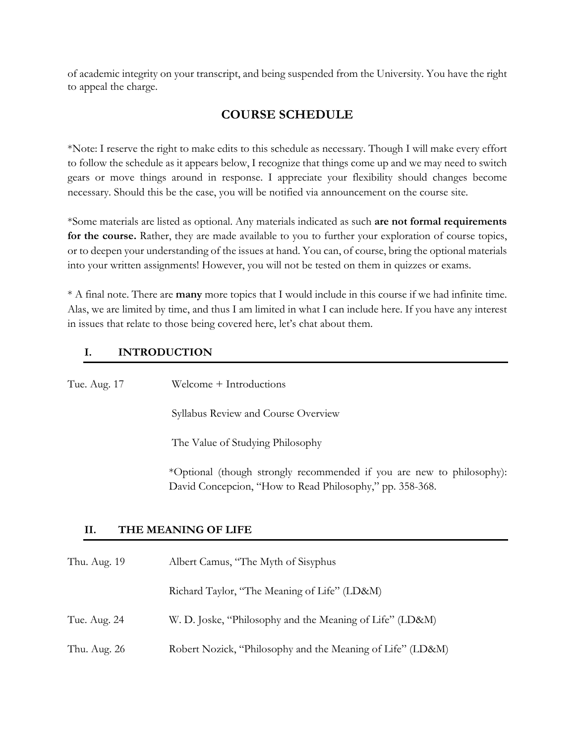of academic integrity on your transcript, and being suspended from the University. You have the right to appeal the charge.

## COURSE SCHEDULE

*Note: I reserve the right to make edits to this schedule as necessary. Though I will make every effort to follow the schedule as it appears below, I recognize that things come up and we may need to switch gears or move things around in response. I appreciate your flexibility should changes become necessary. Should this be the case, you will be notified via announcement on the course site.

*Some materials are listed as optional. Any materials indicated as such **are not formal requirements for the course.** Rather, they are made available to you to further your exploration of course topics, or to deepen your understanding of the issues at hand. You can, of course, bring the optional materials into your written assignments! However, you will not be tested on them in quizzes or exams.

* A final note. There are **many** more topics that I would include in this course if we had infinite time. Alas, we are limited by time, and thus I am limited in what I can include here. If you have any interest in issues that relate to those being covered here, let's chat about them.

### I. INTRODUCTION

Tue. Aug. 17

Welcome + Introductions

Syllabus Review and Course Overview

The Value of Studying Philosophy

*Optional (though strongly recommended if you are new to philosophy): David Concepcion, "How to Read Philosophy," pp. 358-368.

### II. THE MEANING OF LIFE

Thu. Aug. 19

Albert Camus, "The Myth of Sisyphus

Richard Taylor, "The Meaning of Life" (LD&M)

Tue. Aug. 24

W. D. Joske, "Philosophy and the Meaning of Life" (LD&M)

Thu. Aug. 26

Robert Nozick, "Philosophy and the Meaning of Life" (LD&M)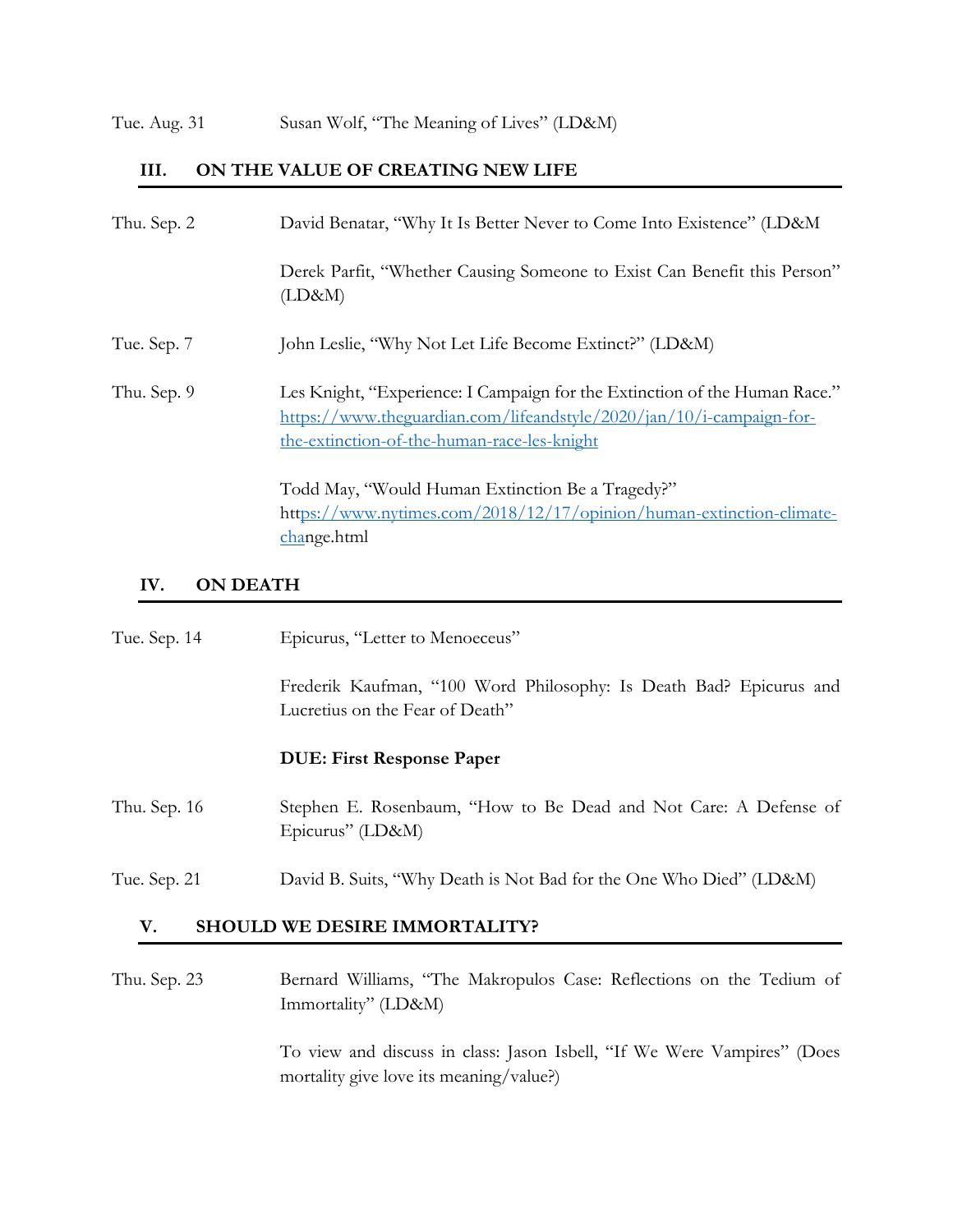Tue. Aug. 31 — Susan Wolf, "The Meaning of Lives" (LD&M)

## III. ON THE VALUE OF CREATING NEW LIFE

Thu. Sep. 2 — David Benatar, "Why It Is Better Never to Come Into Existence" (LD&M

Derek Parfit, "Whether Causing Someone to Exist Can Benefit this Person" (LD&M)

Tue. Sep. 7 — John Leslie, "Why Not Let Life Become Extinct?" (LD&M)

Thu. Sep. 9 — Les Knight, "Experience: I Campaign for the Extinction of the Human Race." https://www.theguardian.com/lifeandstyle/2020/jan/10/i-campaign-for-the-extinction-of-the-human-race-les-knight

Todd May, "Would Human Extinction Be a Tragedy?" https://www.nytimes.com/2018/12/17/opinion/human-extinction-climate-change.html

## IV. ON DEATH

Tue. Sep. 14 — Epicurus, "Letter to Menoeceus"

Frederik Kaufman, "100 Word Philosophy: Is Death Bad? Epicurus and Lucretius on the Fear of Death"

**DUE: First Response Paper**

Thu. Sep. 16 — Stephen E. Rosenbaum, "How to Be Dead and Not Care: A Defense of Epicurus" (LD&M)

Tue. Sep. 21 — David B. Suits, "Why Death is Not Bad for the One Who Died" (LD&M)

## V. SHOULD WE DESIRE IMMORTALITY?

Thu. Sep. 23 — Bernard Williams, "The Makropulos Case: Reflections on the Tedium of Immortality" (LD&M)

To view and discuss in class: Jason Isbell, "If We Were Vampires" (Does mortality give love its meaning/value?)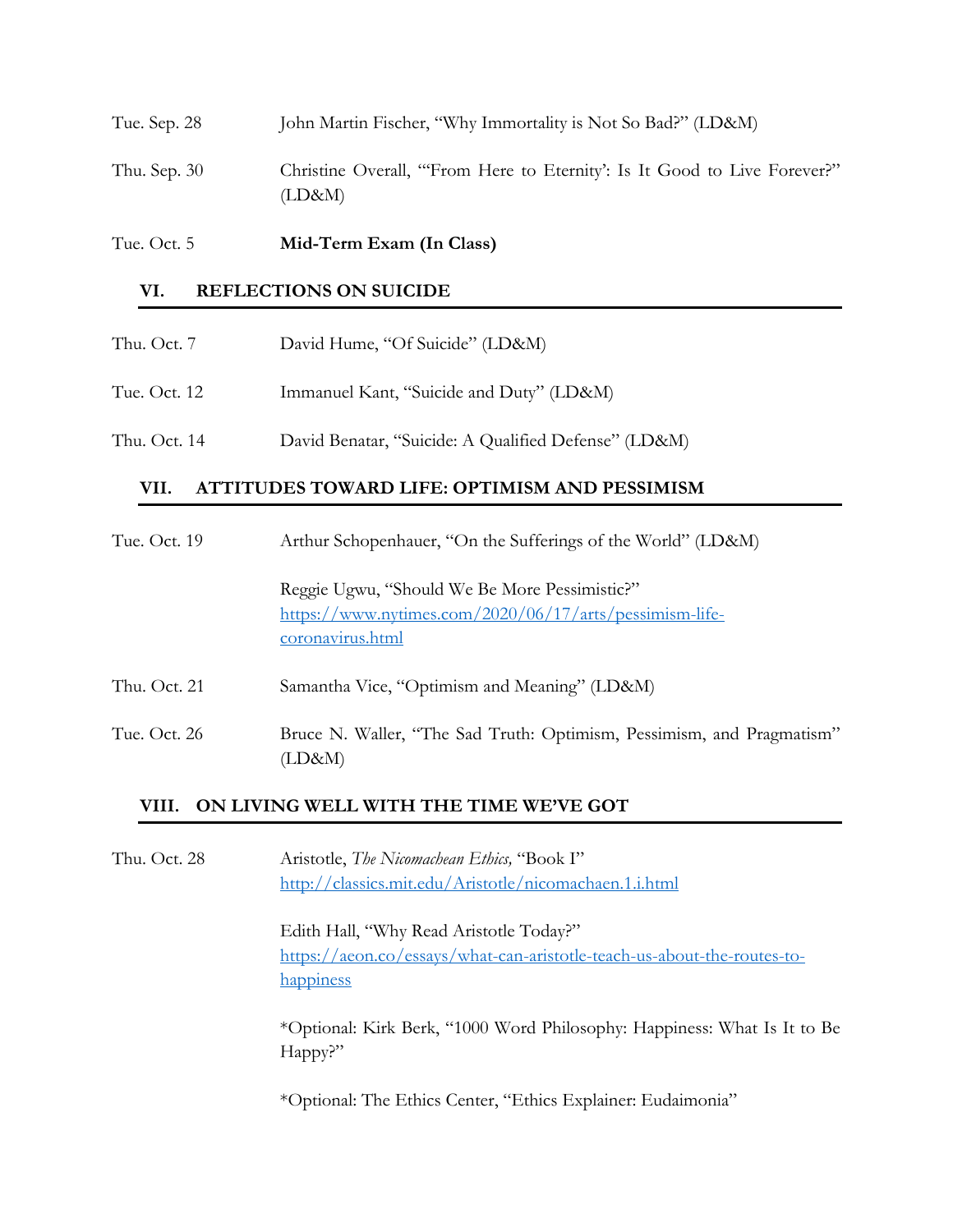| | |
|---|---|
| Tue. Sep. 28 | John Martin Fischer, "Why Immortality is Not So Bad?" (LD&M) |
| Thu. Sep. 30 | Christine Overall, "'From Here to Eternity': Is It Good to Live Forever?" (LD&M) |
| Tue. Oct. 5 | **Mid-Term Exam (In Class)** |

## VI. REFLECTIONS ON SUICIDE

| | |
|---|---|
| Thu. Oct. 7 | David Hume, "Of Suicide" (LD&M) |
| Tue. Oct. 12 | Immanuel Kant, "Suicide and Duty" (LD&M) |
| Thu. Oct. 14 | David Benatar, "Suicide: A Qualified Defense" (LD&M) |

## VII. ATTITUDES TOWARD LIFE: OPTIMISM AND PESSIMISM

| | |
|---|---|
| Tue. Oct. 19 | Arthur Schopenhauer, "On the Sufferings of the World" (LD&M)<br><br>Reggie Ugwu, "Should We Be More Pessimistic?" https://www.nytimes.com/2020/06/17/arts/pessimism-life-coronavirus.html |
| Thu. Oct. 21 | Samantha Vice, "Optimism and Meaning" (LD&M) |
| Tue. Oct. 26 | Bruce N. Waller, "The Sad Truth: Optimism, Pessimism, and Pragmatism" (LD&M) |

## VIII. ON LIVING WELL WITH THE TIME WE'VE GOT

| | |
|---|---|
| Thu. Oct. 28 | Aristotle, *The Nicomachean Ethics,* "Book I" http://classics.mit.edu/Aristotle/nicomachaen.1.i.html<br><br>Edith Hall, "Why Read Aristotle Today?" https://aeon.co/essays/what-can-aristotle-teach-us-about-the-routes-to-happiness<br><br>*Optional: Kirk Berk, "1000 Word Philosophy: Happiness: What Is It to Be Happy?"<br><br>*Optional: The Ethics Center, "Ethics Explainer: Eudaimonia" |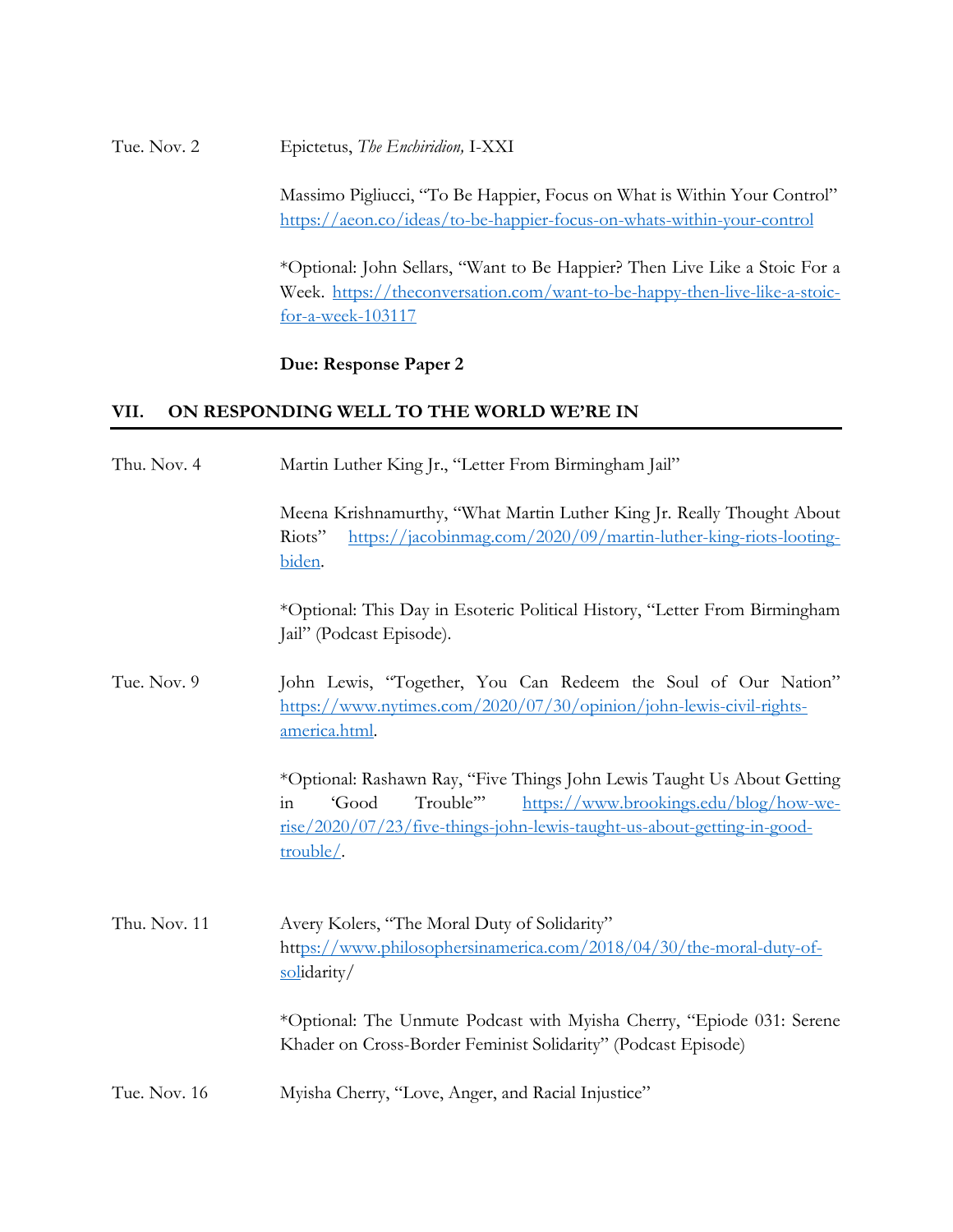Tue. Nov. 2 | Epictetus, *The Enchiridion,* I-XXI

Massimo Pigliucci, "To Be Happier, Focus on What is Within Your Control" https://aeon.co/ideas/to-be-happier-focus-on-whats-within-your-control

*Optional: John Sellars, "Want to Be Happier? Then Live Like a Stoic For a Week. https://theconversation.com/want-to-be-happy-then-live-like-a-stoic-for-a-week-103117

**Due: Response Paper 2**

## VII. ON RESPONDING WELL TO THE WORLD WE'RE IN

Thu. Nov. 4 | Martin Luther King Jr., "Letter From Birmingham Jail"

Meena Krishnamurthy, "What Martin Luther King Jr. Really Thought About Riots" https://jacobinmag.com/2020/09/martin-luther-king-riots-looting-biden.

*Optional: This Day in Esoteric Political History, "Letter From Birmingham Jail" (Podcast Episode).

Tue. Nov. 9 | John Lewis, "Together, You Can Redeem the Soul of Our Nation" https://www.nytimes.com/2020/07/30/opinion/john-lewis-civil-rights-america.html.

*Optional: Rashawn Ray, "Five Things John Lewis Taught Us About Getting in 'Good Trouble'" https://www.brookings.edu/blog/how-we-rise/2020/07/23/five-things-john-lewis-taught-us-about-getting-in-good-trouble/.

Thu. Nov. 11 | Avery Kolers, "The Moral Duty of Solidarity" https://www.philosophersinamerica.com/2018/04/30/the-moral-duty-of-solidarity/

*Optional: The Unmute Podcast with Myisha Cherry, "Epiode 031: Serene Khader on Cross-Border Feminist Solidarity" (Podcast Episode)

Tue. Nov. 16 | Myisha Cherry, "Love, Anger, and Racial Injustice"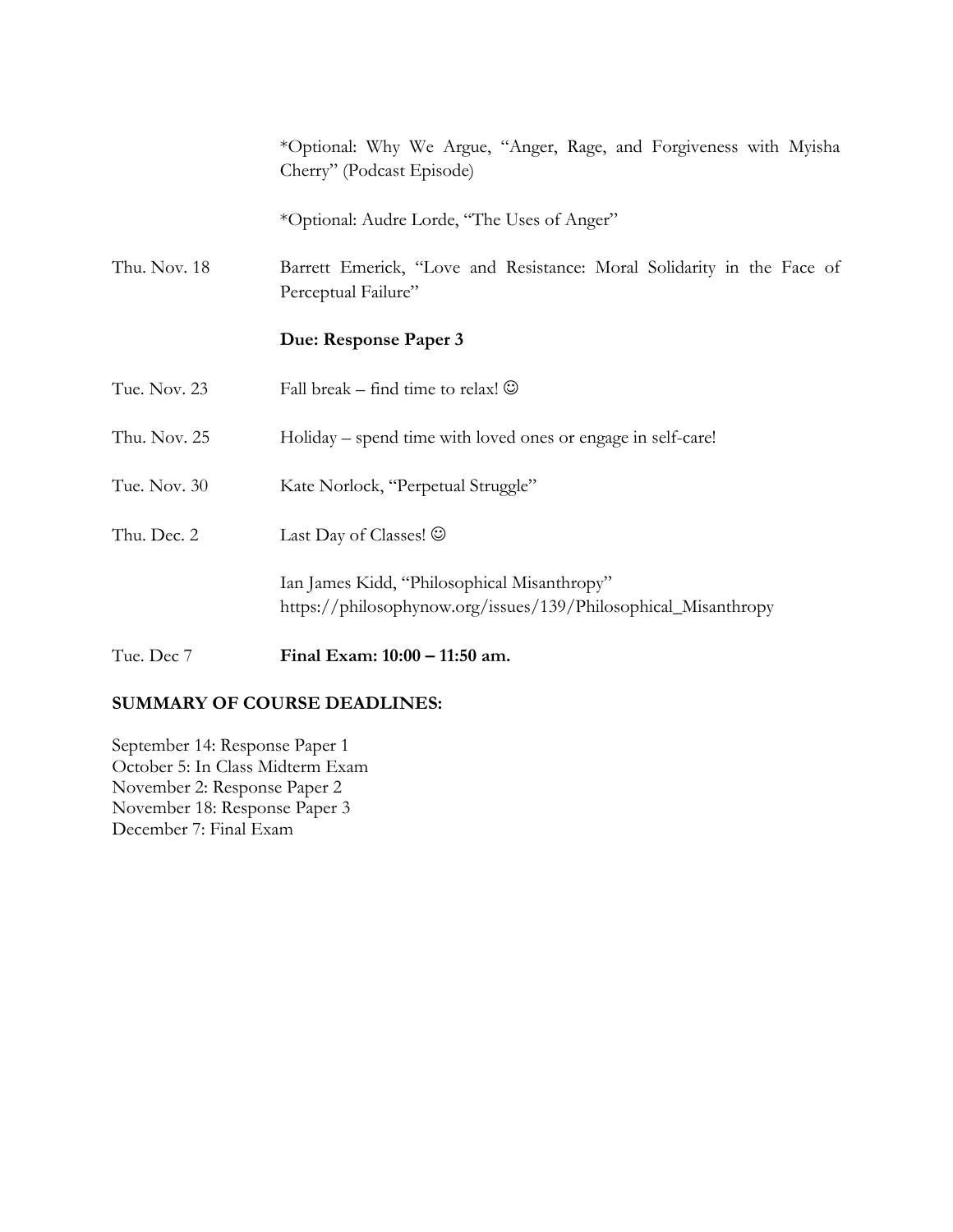| | |
|---|---|
| | *Optional: Why We Argue, "Anger, Rage, and Forgiveness with Myisha Cherry" (Podcast Episode) |
| | *Optional: Audre Lorde, "The Uses of Anger" |
| Thu. Nov. 18 | Barrett Emerick, "Love and Resistance: Moral Solidarity in the Face of Perceptual Failure" |
| | **Due: Response Paper 3** |
| Tue. Nov. 23 | Fall break – find time to relax! ☺ |
| Thu. Nov. 25 | Holiday – spend time with loved ones or engage in self-care! |
| Tue. Nov. 30 | Kate Norlock, "Perpetual Struggle" |
| Thu. Dec. 2 | Last Day of Classes! ☺ |
| | Ian James Kidd, "Philosophical Misanthropy" https://philosophynow.org/issues/139/Philosophical_Misanthropy |
| Tue. Dec 7 | **Final Exam: 10:00 – 11:50 am.** |

**SUMMARY OF COURSE DEADLINES:**

September 14: Response Paper 1
October 5: In Class Midterm Exam
November 2: Response Paper 2
November 18: Response Paper 3
December 7: Final Exam